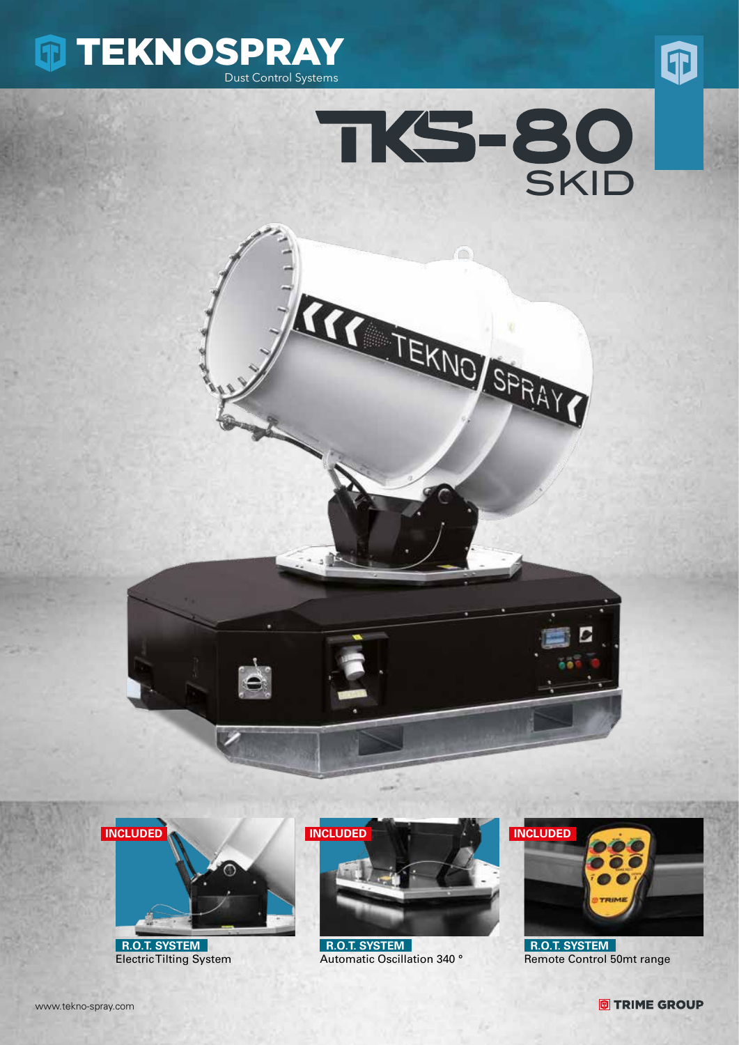# TEKNOSPRAY

Dust Control Systems

# TKS-80

## SKID

INCLUDED

**R.O.T. SYSTEM**
Electric Tilting System

INCLUDED

**R.O.T. SYSTEM**
Automatic Oscillation 340 °

INCLUDED

**R.O.T. SYSTEM**
Remote Control 50mt range

www.tekno-spray.com

TRIME GROUP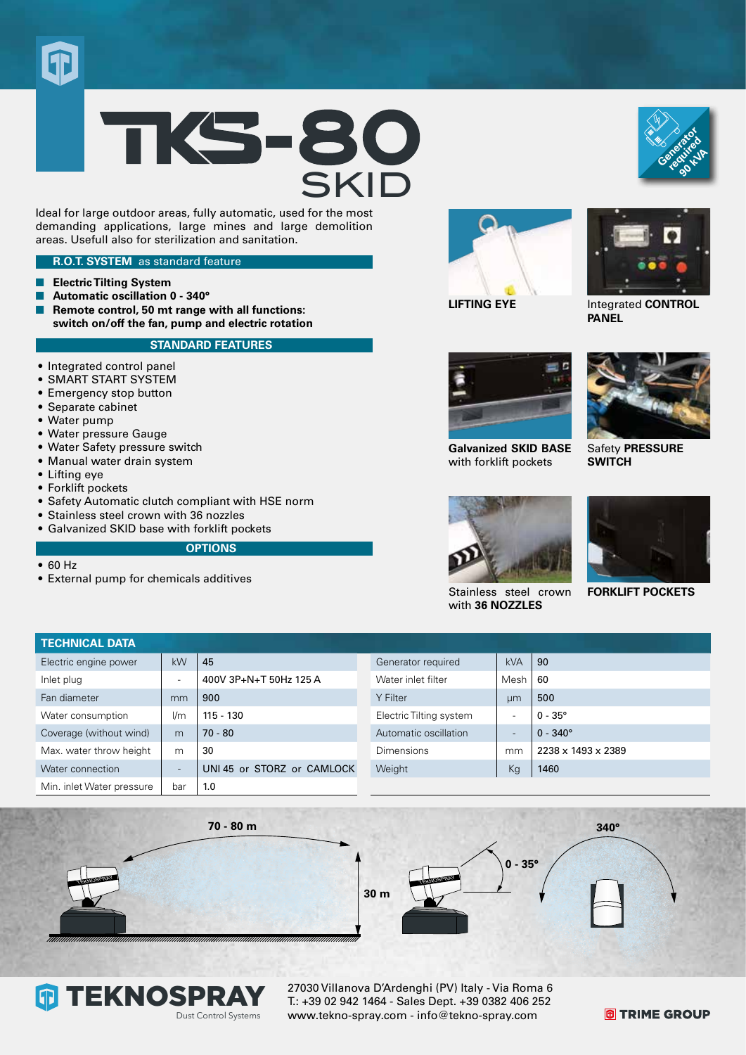# TKS-80 SKID

Generator required 90 kVA

Ideal for large outdoor areas, fully automatic, used for the most demanding applications, large mines and large demolition areas. Usefull also for sterilization and sanitation.

**R.O.T. SYSTEM** as standard feature

- **Electric Tilting System**
- **Automatic oscillation 0 - 340°**
- **Remote control, 50 mt range with all functions: switch on/off the fan, pump and electric rotation**

## STANDARD FEATURES

- Integrated control panel
- SMART START SYSTEM
- Emergency stop button
- Separate cabinet
- Water pump
- Water pressure Gauge
- Water Safety pressure switch
- Manual water drain system
- Lifting eye
- Forklift pockets
- Safety Automatic clutch compliant with HSE norm
- Stainless steel crown with 36 nozzles
- Galvanized SKID base with forklift pockets

## OPTIONS

- 60 Hz
- External pump for chemicals additives

**LIFTING EYE**

Integrated **CONTROL PANEL**

**Galvanized SKID BASE** with forklift pockets

Safety **PRESSURE SWITCH**

Stainless steel crown with **36 NOZZLES**

**FORKLIFT POCKETS**

## TECHNICAL DATA

| | | | | | |
|---|---|---|---|---|---|
| Electric engine power | kW | 45 | Generator required | kVA | 90 |
| Inlet plug | - | 400V 3P+N+T 50Hz 125 A | Water inlet filter | Mesh | 60 |
| Fan diameter | mm | 900 | Y Filter | µm | 500 |
| Water consumption | l/m | 115 - 130 | Electric Tilting system | - | 0 - 35° |
| Coverage (without wind) | m | 70 - 80 | Automatic oscillation | - | 0 - 340° |
| Max. water throw height | m | 30 | Dimensions | mm | 2238 x 1493 x 2389 |
| Water connection | - | UNI 45 or STORZ or CAMLOCK | Weight | Kg | 1460 |
| Min. inlet Water pressure | bar | 1.0 | | | |

70 - 80 m

30 m

0 - 35°

340°

**TEKNOSPRAY** Dust Control Systems

27030 Villanova D'Ardenghi (PV) Italy - Via Roma 6
T.: +39 02 942 1464 - Sales Dept. +39 0382 406 252
www.tekno-spray.com - info@tekno-spray.com

TRIME GROUP